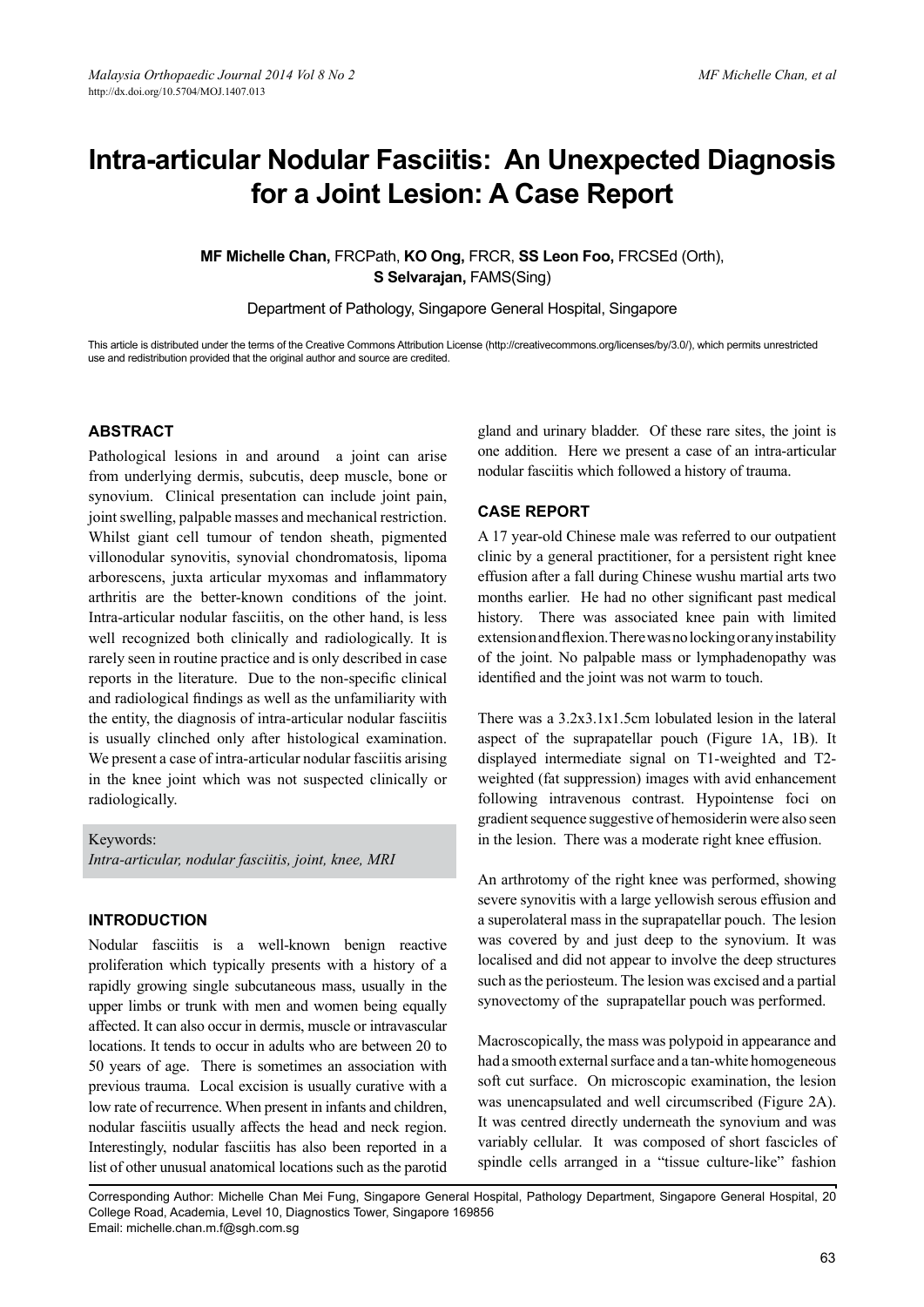# Intra-articular Nodular Fasciitis: An Unexpected Diagnosis for a Joint Lesion: A Case Report

**MF Michelle Chan,** FRCPath, **KO Ong,** FRCR, **SS Leon Foo,** FRCSEd (Orth), **S Selvarajan,** FAMS(Sing)

Department of Pathology, Singapore General Hospital, Singapore

This article is distributed under the terms of the Creative Commons Attribution License (http://creativecommons.org/licenses/by/3.0/), which permits unrestricted use and redistribution provided that the original author and source are credited.

## ABSTRACT

Pathological lesions in and around a joint can arise from underlying dermis, subcutis, deep muscle, bone or synovium. Clinical presentation can include joint pain, joint swelling, palpable masses and mechanical restriction. Whilst giant cell tumour of tendon sheath, pigmented villonodular synovitis, synovial chondromatosis, lipoma arborescens, juxta articular myxomas and inflammatory arthritis are the better-known conditions of the joint. Intra-articular nodular fasciitis, on the other hand, is less well recognized both clinically and radiologically. It is rarely seen in routine practice and is only described in case reports in the literature. Due to the non-specific clinical and radiological findings as well as the unfamiliarity with the entity, the diagnosis of intra-articular nodular fasciitis is usually clinched only after histological examination. We present a case of intra-articular nodular fasciitis arising in the knee joint which was not suspected clinically or radiologically.

Keywords:
*Intra-articular, nodular fasciitis, joint, knee, MRI*

## INTRODUCTION

Nodular fasciitis is a well-known benign reactive proliferation which typically presents with a history of a rapidly growing single subcutaneous mass, usually in the upper limbs or trunk with men and women being equally affected. It can also occur in dermis, muscle or intravascular locations. It tends to occur in adults who are between 20 to 50 years of age. There is sometimes an association with previous trauma. Local excision is usually curative with a low rate of recurrence. When present in infants and children, nodular fasciitis usually affects the head and neck region. Interestingly, nodular fasciitis has also been reported in a list of other unusual anatomical locations such as the parotid gland and urinary bladder. Of these rare sites, the joint is one addition. Here we present a case of an intra-articular nodular fasciitis which followed a history of trauma.

## CASE REPORT

A 17 year-old Chinese male was referred to our outpatient clinic by a general practitioner, for a persistent right knee effusion after a fall during Chinese wushu martial arts two months earlier. He had no other significant past medical history. There was associated knee pain with limited extension and flexion. There was no locking or any instability of the joint. No palpable mass or lymphadenopathy was identified and the joint was not warm to touch.

There was a 3.2x3.1x1.5cm lobulated lesion in the lateral aspect of the suprapatellar pouch (Figure 1A, 1B). It displayed intermediate signal on T1-weighted and T2-weighted (fat suppression) images with avid enhancement following intravenous contrast. Hypointense foci on gradient sequence suggestive of hemosiderin were also seen in the lesion. There was a moderate right knee effusion.

An arthrotomy of the right knee was performed, showing severe synovitis with a large yellowish serous effusion and a superolateral mass in the suprapatellar pouch. The lesion was covered by and just deep to the synovium. It was localised and did not appear to involve the deep structures such as the periosteum. The lesion was excised and a partial synovectomy of the suprapatellar pouch was performed.

Macroscopically, the mass was polypoid in appearance and had a smooth external surface and a tan-white homogeneous soft cut surface. On microscopic examination, the lesion was unencapsulated and well circumscribed (Figure 2A). It was centred directly underneath the synovium and was variably cellular. It was composed of short fascicles of spindle cells arranged in a "tissue culture-like" fashion

Corresponding Author: Michelle Chan Mei Fung, Singapore General Hospital, Pathology Department, Singapore General Hospital, 20 College Road, Academia, Level 10, Diagnostics Tower, Singapore 169856
Email: michelle.chan.m.f@sgh.com.sg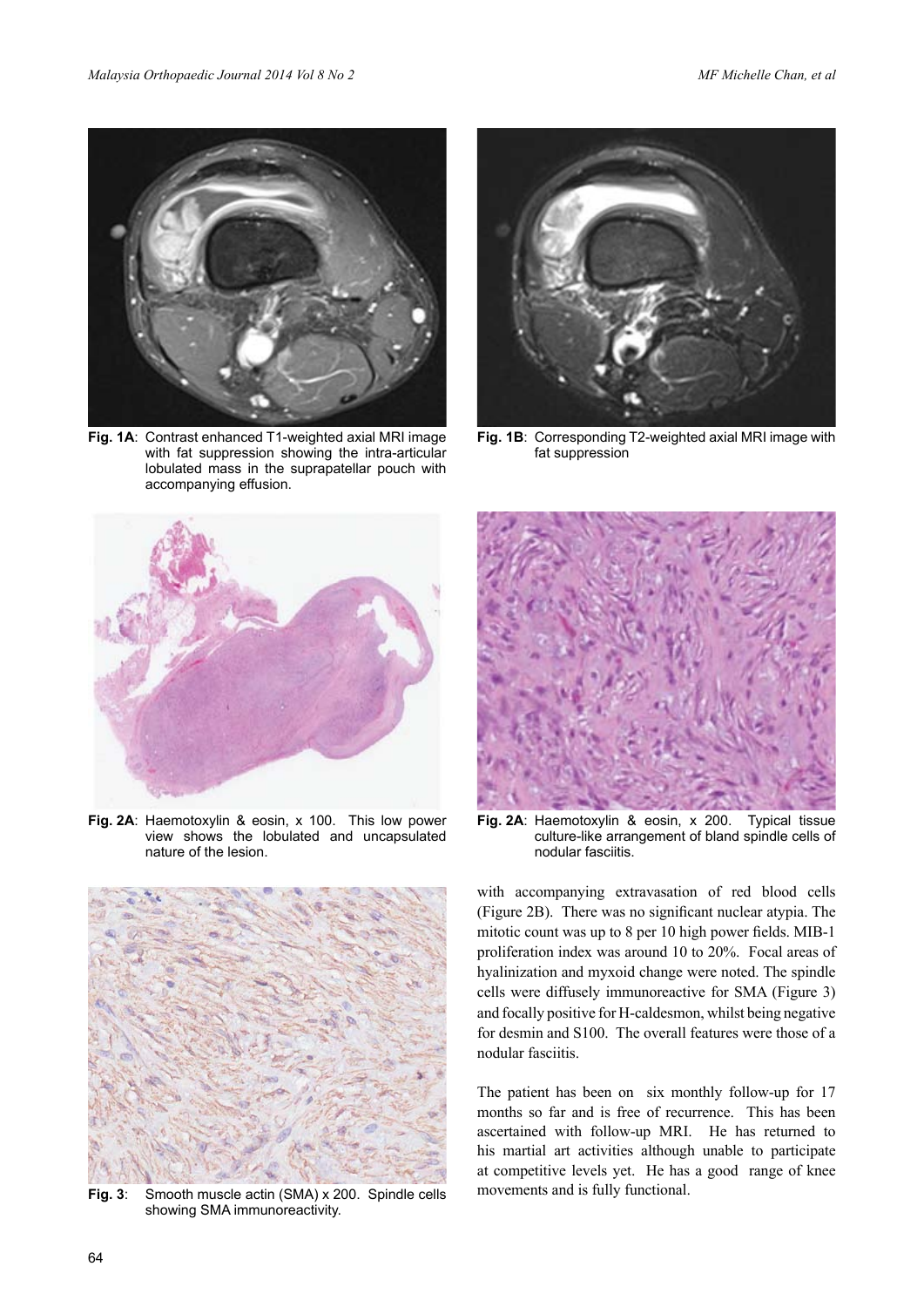Fig. 1A: Contrast enhanced T1-weighted axial MRI image with fat suppression showing the intra-articular lobulated mass in the suprapatellar pouch with accompanying effusion.

Fig. 1B: Corresponding T2-weighted axial MRI image with fat suppression

Fig. 2A: Haemotoxylin & eosin, x 100. This low power view shows the lobulated and uncapsulated nature of the lesion.

Fig. 2A: Haemotoxylin & eosin, x 200. Typical tissue culture-like arrangement of bland spindle cells of nodular fasciitis.

Fig. 3: Smooth muscle actin (SMA) x 200. Spindle cells showing SMA immunoreactivity.

with accompanying extravasation of red blood cells (Figure 2B). There was no significant nuclear atypia. The mitotic count was up to 8 per 10 high power fields. MIB-1 proliferation index was around 10 to 20%. Focal areas of hyalinization and myxoid change were noted. The spindle cells were diffusely immunoreactive for SMA (Figure 3) and focally positive for H-caldesmon, whilst being negative for desmin and S100. The overall features were those of a nodular fasciitis.

The patient has been on six monthly follow-up for 17 months so far and is free of recurrence. This has been ascertained with follow-up MRI. He has returned to his martial art activities although unable to participate at competitive levels yet. He has a good range of knee movements and is fully functional.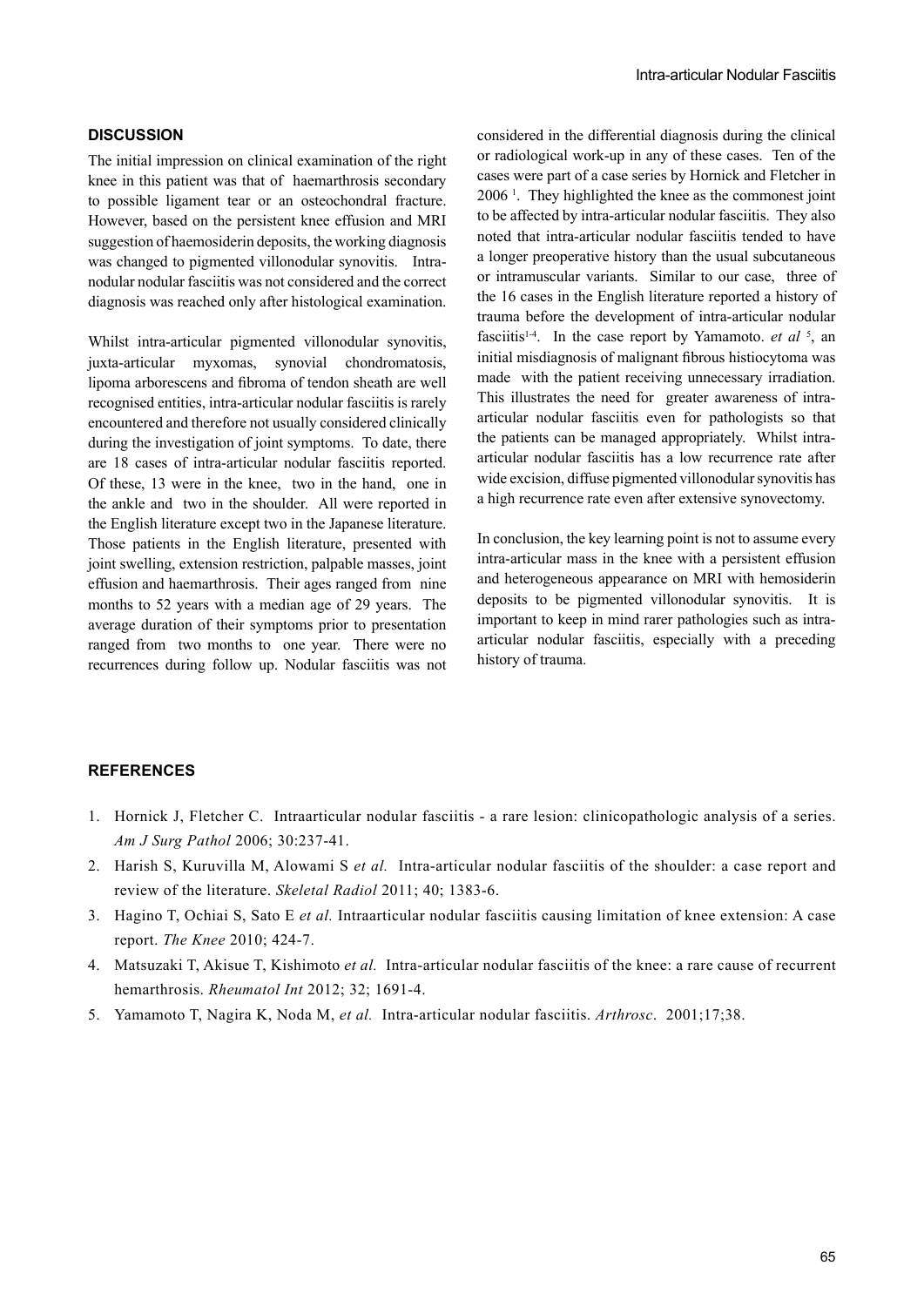## DISCUSSION

The initial impression on clinical examination of the right knee in this patient was that of haemarthrosis secondary to possible ligament tear or an osteochondral fracture. However, based on the persistent knee effusion and MRI suggestion of haemosiderin deposits, the working diagnosis was changed to pigmented villonodular synovitis. Intra-nodular nodular fasciitis was not considered and the correct diagnosis was reached only after histological examination.

Whilst intra-articular pigmented villonodular synovitis, juxta-articular myxomas, synovial chondromatosis, lipoma arborescens and fibroma of tendon sheath are well recognised entities, intra-articular nodular fasciitis is rarely encountered and therefore not usually considered clinically during the investigation of joint symptoms. To date, there are 18 cases of intra-articular nodular fasciitis reported. Of these, 13 were in the knee, two in the hand, one in the ankle and two in the shoulder. All were reported in the English literature except two in the Japanese literature. Those patients in the English literature, presented with joint swelling, extension restriction, palpable masses, joint effusion and haemarthrosis. Their ages ranged from nine months to 52 years with a median age of 29 years. The average duration of their symptoms prior to presentation ranged from two months to one year. There were no recurrences during follow up. Nodular fasciitis was not considered in the differential diagnosis during the clinical or radiological work-up in any of these cases. Ten of the cases were part of a case series by Hornick and Fletcher in 2006 [1]. They highlighted the knee as the commonest joint to be affected by intra-articular nodular fasciitis. They also noted that intra-articular nodular fasciitis tended to have a longer preoperative history than the usual subcutaneous or intramuscular variants. Similar to our case, three of the 16 cases in the English literature reported a history of trauma before the development of intra-articular nodular fasciitis[1-4]. In the case report by Yamamoto. *et al* [5], an initial misdiagnosis of malignant fibrous histiocytoma was made with the patient receiving unnecessary irradiation. This illustrates the need for greater awareness of intra-articular nodular fasciitis even for pathologists so that the patients can be managed appropriately. Whilst intra-articular nodular fasciitis has a low recurrence rate after wide excision, diffuse pigmented villonodular synovitis has a high recurrence rate even after extensive synovectomy.

In conclusion, the key learning point is not to assume every intra-articular mass in the knee with a persistent effusion and heterogeneous appearance on MRI with hemosiderin deposits to be pigmented villonodular synovitis. It is important to keep in mind rarer pathologies such as intra-articular nodular fasciitis, especially with a preceding history of trauma.

## REFERENCES

1. Hornick J, Fletcher C. Intraarticular nodular fasciitis - a rare lesion: clinicopathologic analysis of a series. *Am J Surg Pathol* 2006; 30:237-41.
2. Harish S, Kuruvilla M, Alowami S *et al.* Intra-articular nodular fasciitis of the shoulder: a case report and review of the literature. *Skeletal Radiol* 2011; 40; 1383-6.
3. Hagino T, Ochiai S, Sato E *et al.* Intraarticular nodular fasciitis causing limitation of knee extension: A case report. *The Knee* 2010; 424-7.
4. Matsuzaki T, Akisue T, Kishimoto *et al.* Intra-articular nodular fasciitis of the knee: a rare cause of recurrent hemarthrosis. *Rheumatol Int* 2012; 32; 1691-4.
5. Yamamoto T, Nagira K, Noda M, *et al.* Intra-articular nodular fasciitis. *Arthrosc*. 2001;17;38.